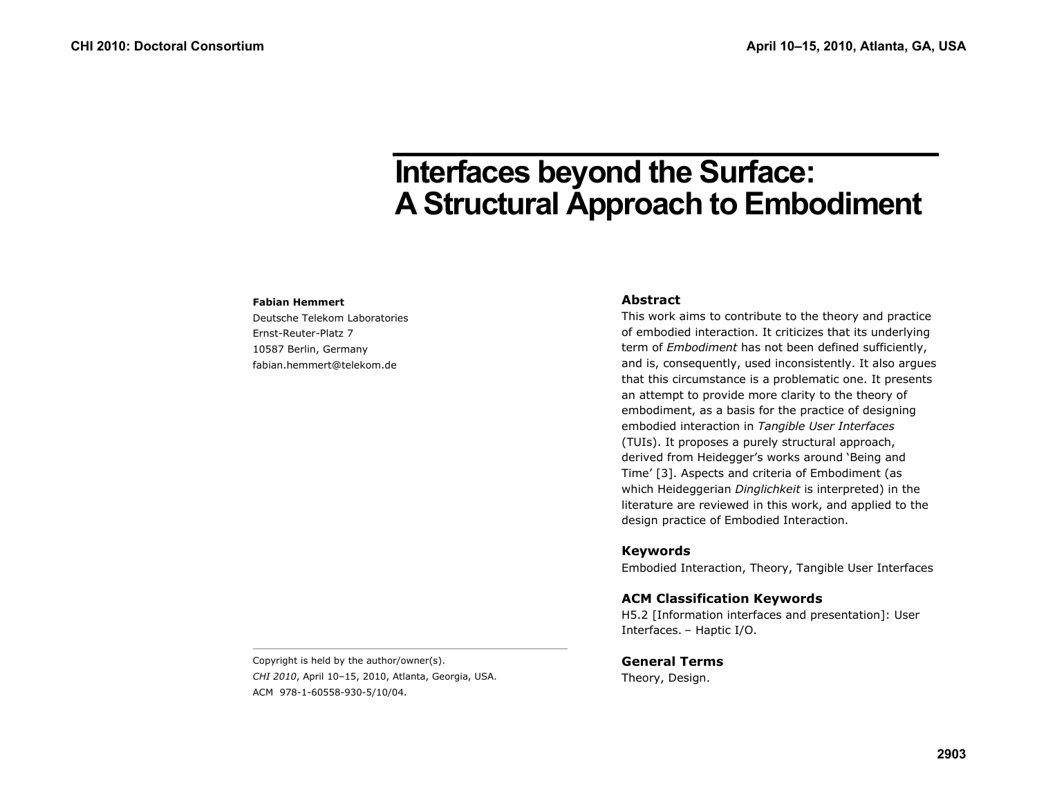# Interfaces beyond the Surface: A Structural Approach to Embodiment

**Fabian Hemmert**
Deutsche Telekom Laboratories
Ernst-Reuter-Platz 7
10587 Berlin, Germany
fabian.hemmert@telekom.de

Copyright is held by the author/owner(s).
*CHI 2010*, April 10–15, 2010, Atlanta, Georgia, USA.
ACM 978-1-60558-930-5/10/04.

## Abstract

This work aims to contribute to the theory and practice of embodied interaction. It criticizes that its underlying term of *Embodiment* has not been defined sufficiently, and is, consequently, used inconsistently. It also argues that this circumstance is a problematic one. It presents an attempt to provide more clarity to the theory of embodiment, as a basis for the practice of designing embodied interaction in *Tangible User Interfaces* (TUIs). It proposes a purely structural approach, derived from Heidegger's works around 'Being and Time' [3]. Aspects and criteria of Embodiment (as which Heideggerian *Dinglichkeit* is interpreted) in the literature are reviewed in this work, and applied to the design practice of Embodied Interaction.

## Keywords

Embodied Interaction, Theory, Tangible User Interfaces

## ACM Classification Keywords

H5.2 [Information interfaces and presentation]: User Interfaces. – Haptic I/O.

## General Terms

Theory, Design.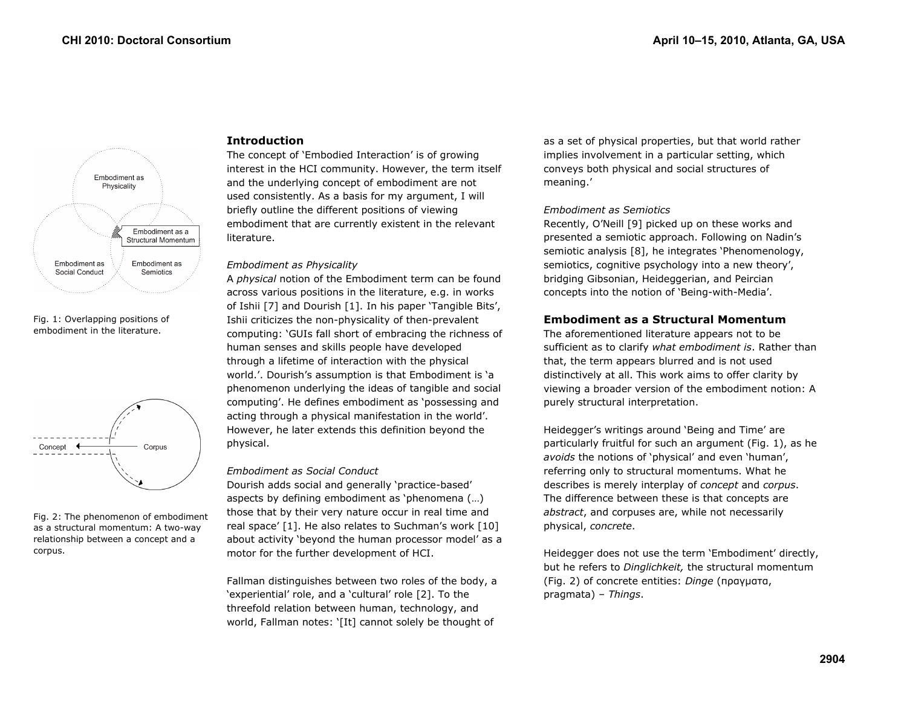Fig. 1: Overlapping positions of embodiment in the literature.

Fig. 2: The phenomenon of embodiment as a structural momentum: A two-way relationship between a concept and a corpus.

## Introduction

The concept of 'Embodied Interaction' is of growing interest in the HCI community. However, the term itself and the underlying concept of embodiment are not used consistently. As a basis for my argument, I will briefly outline the different positions of viewing embodiment that are currently existent in the relevant literature.

*Embodiment as Physicality*

A *physical* notion of the Embodiment term can be found across various positions in the literature, e.g. in works of Ishii [7] and Dourish [1]. In his paper 'Tangible Bits', Ishii criticizes the non-physicality of then-prevalent computing: 'GUIs fall short of embracing the richness of human senses and skills people have developed through a lifetime of interaction with the physical world.'. Dourish's assumption is that Embodiment is 'a phenomenon underlying the ideas of tangible and social computing'. He defines embodiment as 'possessing and acting through a physical manifestation in the world'. However, he later extends this definition beyond the physical.

*Embodiment as Social Conduct*

Dourish adds social and generally 'practice-based' aspects by defining embodiment as 'phenomena (…) those that by their very nature occur in real time and real space' [1]. He also relates to Suchman's work [10] about activity 'beyond the human processor model' as a motor for the further development of HCI.

Fallman distinguishes between two roles of the body, a 'experiential' role, and a 'cultural' role [2]. To the threefold relation between human, technology, and world, Fallman notes: '[It] cannot solely be thought of as a set of physical properties, but that world rather implies involvement in a particular setting, which conveys both physical and social structures of meaning.'

*Embodiment as Semiotics*

Recently, O'Neill [9] picked up on these works and presented a semiotic approach. Following on Nadin's semiotic analysis [8], he integrates 'Phenomenology, semiotics, cognitive psychology into a new theory', bridging Gibsonian, Heideggerian, and Peircian concepts into the notion of 'Being-with-Media'.

## Embodiment as a Structural Momentum

The aforementioned literature appears not to be sufficient as to clarify *what embodiment is*. Rather than that, the term appears blurred and is not used distinctively at all. This work aims to offer clarity by viewing a broader version of the embodiment notion: A purely structural interpretation.

Heidegger's writings around 'Being and Time' are particularly fruitful for such an argument (Fig. 1), as he *avoids* the notions of 'physical' and even 'human', referring only to structural momentums. What he describes is merely interplay of *concept* and *corpus*. The difference between these is that concepts are *abstract*, and corpuses are, while not necessarily physical, *concrete*.

Heidegger does not use the term 'Embodiment' directly, but he refers to *Dinglichkeit,* the structural momentum (Fig. 2) of concrete entities: *Dinge* (πραγματα, pragmata) – *Things*.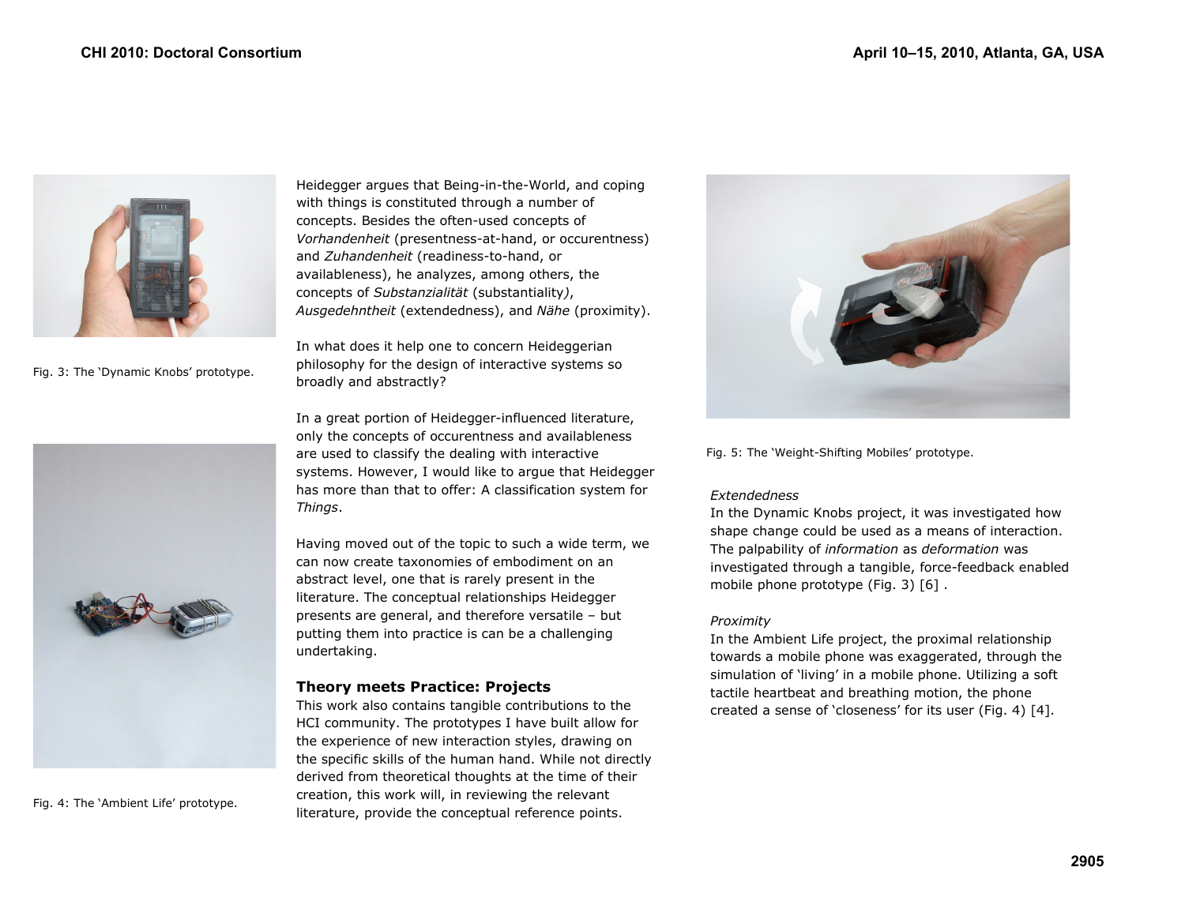Fig. 3: The 'Dynamic Knobs' prototype.

Fig. 4: The 'Ambient Life' prototype.

Heidegger argues that Being-in-the-World, and coping with things is constituted through a number of concepts. Besides the often-used concepts of *Vorhandenheit* (presentness-at-hand, or occurentness) and *Zuhandenheit* (readiness-to-hand, or availableness), he analyzes, among others, the concepts of *Substanzialität* (substantiality), *Ausgedehntheit* (extendedness), and *Nähe* (proximity).

In what does it help one to concern Heideggerian philosophy for the design of interactive systems so broadly and abstractly?

In a great portion of Heidegger-influenced literature, only the concepts of occurentness and availableness are used to classify the dealing with interactive systems. However, I would like to argue that Heidegger has more than that to offer: A classification system for *Things*.

Having moved out of the topic to such a wide term, we can now create taxonomies of embodiment on an abstract level, one that is rarely present in the literature. The conceptual relationships Heidegger presents are general, and therefore versatile – but putting them into practice is can be a challenging undertaking.

## Theory meets Practice: Projects

This work also contains tangible contributions to the HCI community. The prototypes I have built allow for the experience of new interaction styles, drawing on the specific skills of the human hand. While not directly derived from theoretical thoughts at the time of their creation, this work will, in reviewing the relevant literature, provide the conceptual reference points.

Fig. 5: The 'Weight-Shifting Mobiles' prototype.

*Extendedness*

In the Dynamic Knobs project, it was investigated how shape change could be used as a means of interaction. The palpability of *information* as *deformation* was investigated through a tangible, force-feedback enabled mobile phone prototype (Fig. 3) [6] .

*Proximity*

In the Ambient Life project, the proximal relationship towards a mobile phone was exaggerated, through the simulation of 'living' in a mobile phone. Utilizing a soft tactile heartbeat and breathing motion, the phone created a sense of 'closeness' for its user (Fig. 4) [4].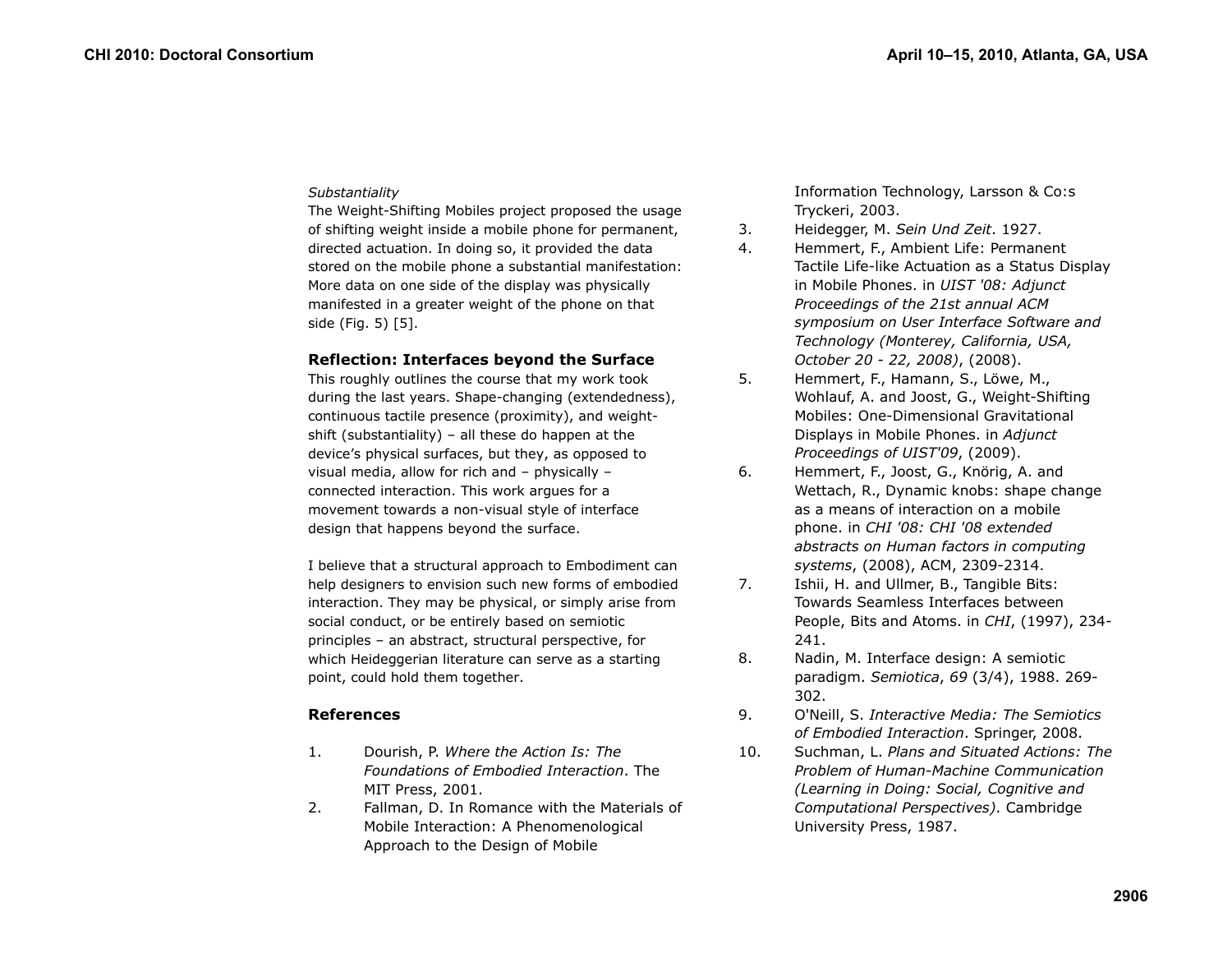*Substantiality*

The Weight-Shifting Mobiles project proposed the usage of shifting weight inside a mobile phone for permanent, directed actuation. In doing so, it provided the data stored on the mobile phone a substantial manifestation: More data on one side of the display was physically manifested in a greater weight of the phone on that side (Fig. 5) [5].

### Reflection: Interfaces beyond the Surface

This roughly outlines the course that my work took during the last years. Shape-changing (extendedness), continuous tactile presence (proximity), and weight-shift (substantiality) – all these do happen at the device's physical surfaces, but they, as opposed to visual media, allow for rich and – physically – connected interaction. This work argues for a movement towards a non-visual style of interface design that happens beyond the surface.

I believe that a structural approach to Embodiment can help designers to envision such new forms of embodied interaction. They may be physical, or simply arise from social conduct, or be entirely based on semiotic principles – an abstract, structural perspective, for which Heideggerian literature can serve as a starting point, could hold them together.

### References

1. Dourish, P. *Where the Action Is: The Foundations of Embodied Interaction*. The MIT Press, 2001.
2. Fallman, D. In Romance with the Materials of Mobile Interaction: A Phenomenological Approach to the Design of Mobile Information Technology, Larsson & Co:s Tryckeri, 2003.
3. Heidegger, M. *Sein Und Zeit*. 1927.
4. Hemmert, F., Ambient Life: Permanent Tactile Life-like Actuation as a Status Display in Mobile Phones. in *UIST '08: Adjunct Proceedings of the 21st annual ACM symposium on User Interface Software and Technology (Monterey, California, USA, October 20 - 22, 2008)*, (2008).
5. Hemmert, F., Hamann, S., Löwe, M., Wohlauf, A. and Joost, G., Weight-Shifting Mobiles: One-Dimensional Gravitational Displays in Mobile Phones. in *Adjunct Proceedings of UIST'09*, (2009).
6. Hemmert, F., Joost, G., Knörig, A. and Wettach, R., Dynamic knobs: shape change as a means of interaction on a mobile phone. in *CHI '08: CHI '08 extended abstracts on Human factors in computing systems*, (2008), ACM, 2309-2314.
7. Ishii, H. and Ullmer, B., Tangible Bits: Towards Seamless Interfaces between People, Bits and Atoms. in *CHI*, (1997), 234-241.
8. Nadin, M. Interface design: A semiotic paradigm. *Semiotica*, *69* (3/4), 1988. 269-302.
9. O'Neill, S. *Interactive Media: The Semiotics of Embodied Interaction*. Springer, 2008.
10. Suchman, L. *Plans and Situated Actions: The Problem of Human-Machine Communication (Learning in Doing: Social, Cognitive and Computational Perspectives)*. Cambridge University Press, 1987.